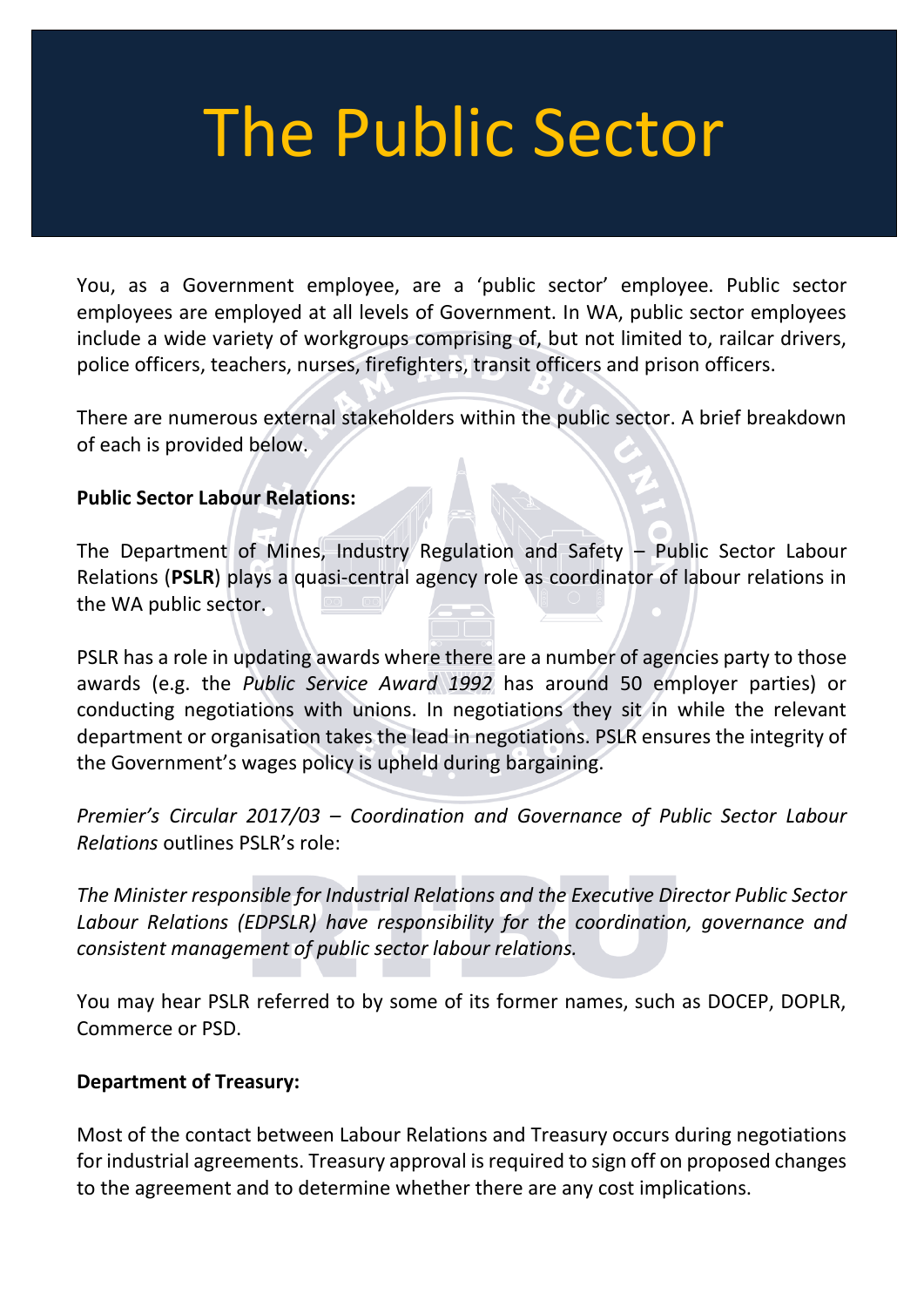# The Public Sector

You, as a Government employee, are a 'public sector' employee. Public sector employees are employed at all levels of Government. In WA, public sector employees include a wide variety of workgroups comprising of, but not limited to, railcar drivers, police officers, teachers, nurses, firefighters, transit officers and prison officers.

There are numerous external stakeholders within the public sector. A brief breakdown of each is provided below.

**Public Sector Labour Relations:**

The Department of Mines, Industry Regulation and Safety – Public Sector Labour Relations (**PSLR**) plays a quasi-central agency role as coordinator of labour relations in the WA public sector.

PSLR has a role in updating awards where there are a number of agencies party to those awards (e.g. the *Public Service Award 1992* has around 50 employer parties) or conducting negotiations with unions. In negotiations they sit in while the relevant department or organisation takes the lead in negotiations. PSLR ensures the integrity of the Government's wages policy is upheld during bargaining.

*Premier's Circular 2017/03 – Coordination and Governance of Public Sector Labour Relations* outlines PSLR's role:

*The Minister responsible for Industrial Relations and the Executive Director Public Sector Labour Relations (EDPSLR) have responsibility for the coordination, governance and consistent management of public sector labour relations.*

You may hear PSLR referred to by some of its former names, such as DOCEP, DOPLR, Commerce or PSD.

**Department of Treasury:**

Most of the contact between Labour Relations and Treasury occurs during negotiations for industrial agreements. Treasury approval is required to sign off on proposed changes to the agreement and to determine whether there are any cost implications.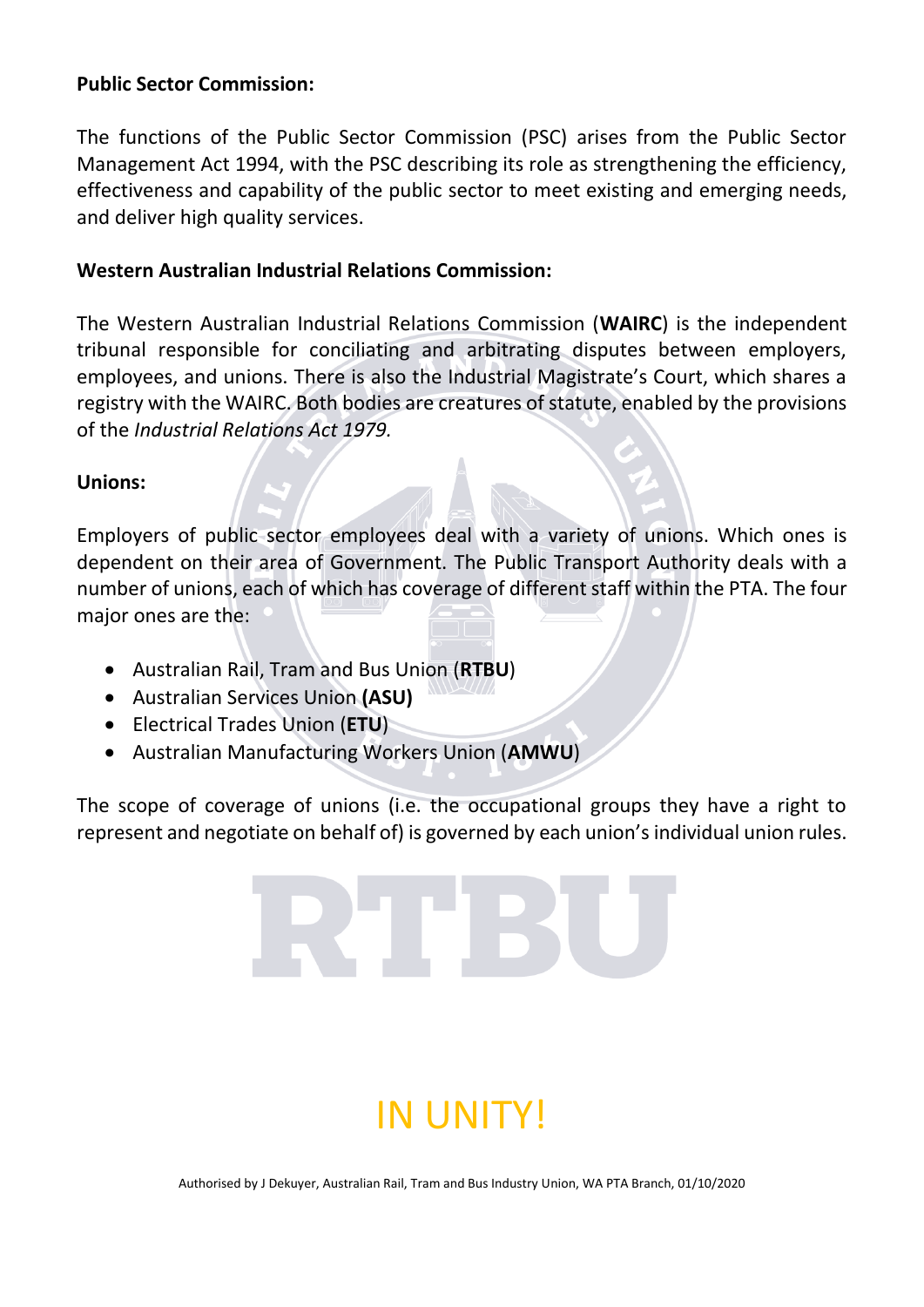**Public Sector Commission:**

The functions of the Public Sector Commission (PSC) arises from the Public Sector Management Act 1994, with the PSC describing its role as strengthening the efficiency, effectiveness and capability of the public sector to meet existing and emerging needs, and deliver high quality services.

**Western Australian Industrial Relations Commission:**

The Western Australian Industrial Relations Commission (**WAIRC**) is the independent tribunal responsible for conciliating and arbitrating disputes between employers, employees, and unions. There is also the Industrial Magistrate's Court, which shares a registry with the WAIRC. Both bodies are creatures of statute, enabled by the provisions of the *Industrial Relations Act 1979.*

**Unions:**

Employers of public sector employees deal with a variety of unions. Which ones is dependent on their area of Government. The Public Transport Authority deals with a number of unions, each of which has coverage of different staff within the PTA. The four major ones are the:

- Australian Rail, Tram and Bus Union (**RTBU**)
- Australian Services Union **(ASU)**
- Electrical Trades Union (**ETU**)
- Australian Manufacturing Workers Union (**AMWU**)

The scope of coverage of unions (i.e. the occupational groups they have a right to represent and negotiate on behalf of) is governed by each union's individual union rules.

RTBU

IN UNITY!

Authorised by J Dekuyer, Australian Rail, Tram and Bus Industry Union, WA PTA Branch, 01/10/2020